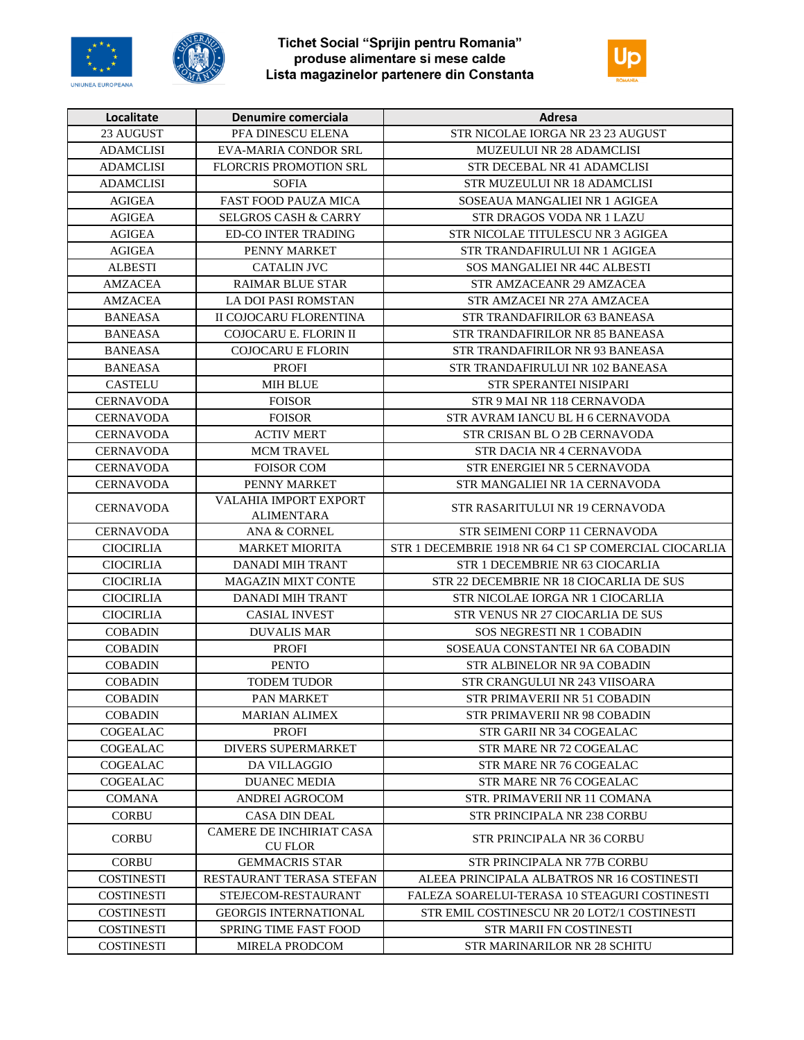# Tichet Social "Sprijin pentru Romania"
## produse alimentare si mese calde
## Lista magazinelor partenere din Constanta

| Localitate | Denumire comerciala | Adresa |
|---|---|---|
| 23 AUGUST | PFA DINESCU ELENA | STR NICOLAE IORGA NR 23 23 AUGUST |
| ADAMCLISI | EVA-MARIA CONDOR SRL | MUZEULUI NR 28 ADAMCLISI |
| ADAMCLISI | FLORCRIS PROMOTION SRL | STR DECEBAL NR 41 ADAMCLISI |
| ADAMCLISI | SOFIA | STR MUZEULUI NR 18 ADAMCLISI |
| AGIGEA | FAST FOOD PAUZA MICA | SOSEAUA MANGALIEI NR 1 AGIGEA |
| AGIGEA | SELGROS CASH & CARRY | STR DRAGOS VODA NR 1 LAZU |
| AGIGEA | ED-CO INTER TRADING | STR NICOLAE TITULESCU NR 3 AGIGEA |
| AGIGEA | PENNY MARKET | STR TRANDAFIRULUI NR 1 AGIGEA |
| ALBESTI | CATALIN JVC | SOS MANGALIEI NR 44C ALBESTI |
| AMZACEA | RAIMAR BLUE STAR | STR AMZACEANR 29 AMZACEA |
| AMZACEA | LA DOI PASI ROMSTAN | STR AMZACEI NR 27A AMZACEA |
| BANEASA | II COJOCARU FLORENTINA | STR TRANDAFIRILOR 63 BANEASA |
| BANEASA | COJOCARU E. FLORIN II | STR TRANDAFIRILOR NR 85 BANEASA |
| BANEASA | COJOCARU E FLORIN | STR TRANDAFIRILOR NR 93 BANEASA |
| BANEASA | PROFI | STR TRANDAFIRULUI NR 102 BANEASA |
| CASTELU | MIH BLUE | STR SPERANTEI NISIPARI |
| CERNAVODA | FOISOR | STR 9 MAI NR 118 CERNAVODA |
| CERNAVODA | FOISOR | STR AVRAM IANCU BL H 6 CERNAVODA |
| CERNAVODA | ACTIV MERT | STR CRISAN BL O 2B CERNAVODA |
| CERNAVODA | MCM TRAVEL | STR DACIA NR 4 CERNAVODA |
| CERNAVODA | FOISOR COM | STR ENERGIEI NR 5 CERNAVODA |
| CERNAVODA | PENNY MARKET | STR MANGALIEI NR 1A CERNAVODA |
| CERNAVODA | VALAHIA IMPORT EXPORT ALIMENTARA | STR RASARITULUI NR 19 CERNAVODA |
| CERNAVODA | ANA & CORNEL | STR SEIMENI CORP 11 CERNAVODA |
| CIOCIRLIA | MARKET MIORITA | STR 1 DECEMBRIE 1918 NR 64 C1 SP COMERCIAL CIOCARLIA |
| CIOCIRLIA | DANADI MIH TRANT | STR 1 DECEMBRIE NR 63 CIOCARLIA |
| CIOCIRLIA | MAGAZIN MIXT CONTE | STR 22 DECEMBRIE NR 18 CIOCARLIA DE SUS |
| CIOCIRLIA | DANADI MIH TRANT | STR NICOLAE IORGA NR 1 CIOCARLIA |
| CIOCIRLIA | CASIAL INVEST | STR VENUS NR 27 CIOCARLIA DE SUS |
| COBADIN | DUVALIS MAR | SOS NEGRESTI NR 1 COBADIN |
| COBADIN | PROFI | SOSEAUA CONSTANTEI NR 6A COBADIN |
| COBADIN | PENTO | STR ALBINELOR NR 9A COBADIN |
| COBADIN | TODEM TUDOR | STR CRANGULUI NR 243 VIISOARA |
| COBADIN | PAN MARKET | STR PRIMAVERII NR 51 COBADIN |
| COBADIN | MARIAN ALIMEX | STR PRIMAVERII NR 98 COBADIN |
| COGEALAC | PROFI | STR GARII NR 34 COGEALAC |
| COGEALAC | DIVERS SUPERMARKET | STR MARE NR 72 COGEALAC |
| COGEALAC | DA VILLAGGIO | STR MARE NR 76 COGEALAC |
| COGEALAC | DUANEC MEDIA | STR MARE NR 76 COGEALAC |
| COMANA | ANDREI AGROCOM | STR. PRIMAVERII NR 11 COMANA |
| CORBU | CASA DIN DEAL | STR PRINCIPALA NR 238 CORBU |
| CORBU | CAMERE DE INCHIRIAT CASA CU FLOR | STR PRINCIPALA NR 36 CORBU |
| CORBU | GEMMACRIS STAR | STR PRINCIPALA NR 77B CORBU |
| COSTINESTI | RESTAURANT TERASA STEFAN | ALEEA PRINCIPALA ALBATROS NR 16 COSTINESTI |
| COSTINESTI | STEJECOM-RESTAURANT | FALEZA SOARELUI-TERASA 10 STEAGURI COSTINESTI |
| COSTINESTI | GEORGIS INTERNATIONAL | STR EMIL COSTINESCU NR 20 LOT2/1 COSTINESTI |
| COSTINESTI | SPRING TIME FAST FOOD | STR MARII FN COSTINESTI |
| COSTINESTI | MIRELA PRODCOM | STR MARINARILOR NR 28 SCHITU |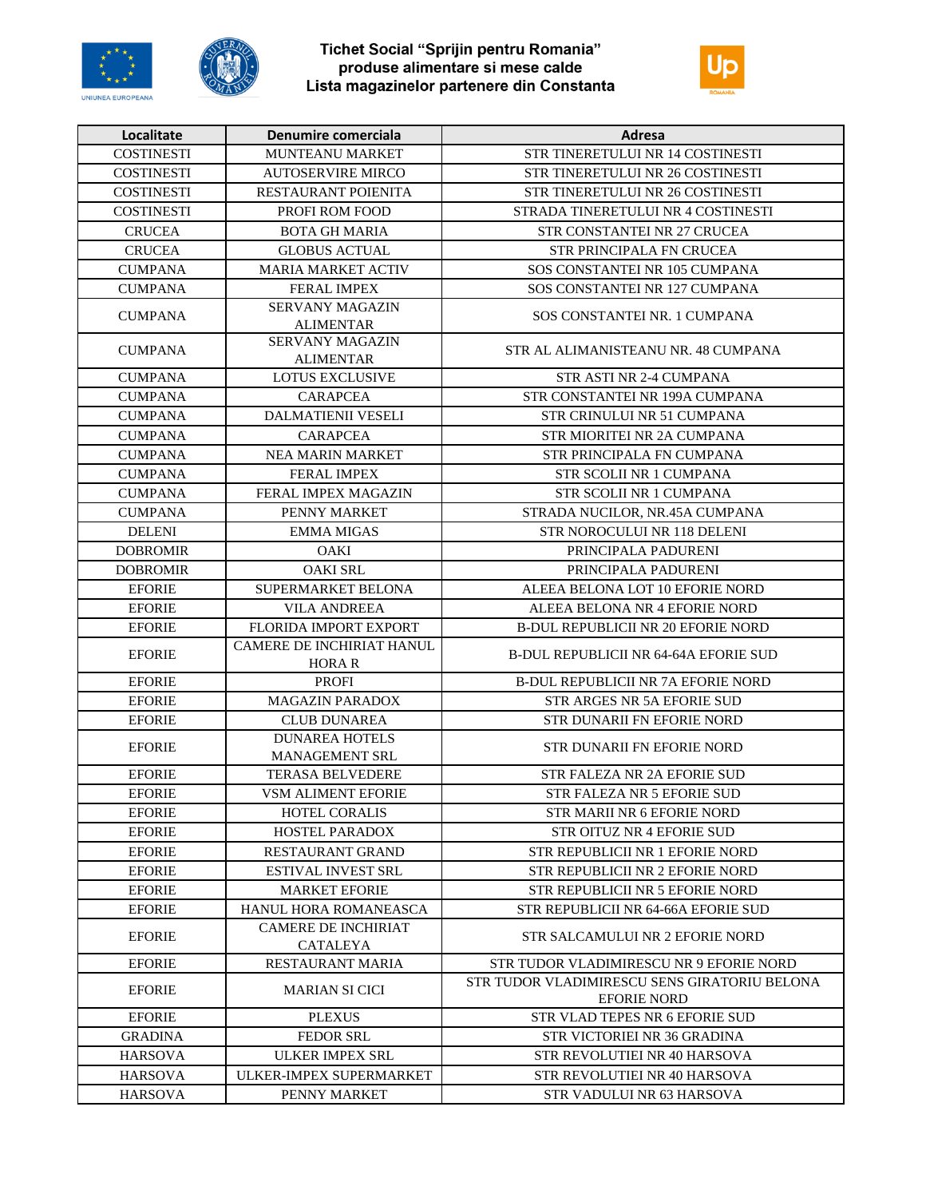# Tichet Social "Sprijin pentru Romania"
## produse alimentare si mese calde
## Lista magazinelor partenere din Constanta

| Localitate | Denumire comerciala | Adresa |
|---|---|---|
| COSTINESTI | MUNTEANU MARKET | STR TINERETULUI NR 14 COSTINESTI |
| COSTINESTI | AUTOSERVIRE MIRCO | STR TINERETULUI NR 26 COSTINESTI |
| COSTINESTI | RESTAURANT POIENITA | STR TINERETULUI NR 26 COSTINESTI |
| COSTINESTI | PROFI ROM FOOD | STRADA TINERETULUI NR 4 COSTINESTI |
| CRUCEA | BOTA GH MARIA | STR CONSTANTEI NR 27 CRUCEA |
| CRUCEA | GLOBUS ACTUAL | STR PRINCIPALA FN CRUCEA |
| CUMPANA | MARIA MARKET ACTIV | SOS CONSTANTEI NR 105 CUMPANA |
| CUMPANA | FERAL IMPEX | SOS CONSTANTEI NR 127 CUMPANA |
| CUMPANA | SERVANY MAGAZIN ALIMENTAR | SOS CONSTANTEI NR. 1 CUMPANA |
| CUMPANA | SERVANY MAGAZIN ALIMENTAR | STR AL ALIMANISTEANU NR. 48 CUMPANA |
| CUMPANA | LOTUS EXCLUSIVE | STR ASTI NR 2-4 CUMPANA |
| CUMPANA | CARAPCEA | STR CONSTANTEI NR 199A CUMPANA |
| CUMPANA | DALMATIENII VESELI | STR CRINULUI NR 51 CUMPANA |
| CUMPANA | CARAPCEA | STR MIORITEI NR 2A CUMPANA |
| CUMPANA | NEA MARIN MARKET | STR PRINCIPALA FN CUMPANA |
| CUMPANA | FERAL IMPEX | STR SCOLII NR 1 CUMPANA |
| CUMPANA | FERAL IMPEX MAGAZIN | STR SCOLII NR 1 CUMPANA |
| CUMPANA | PENNY MARKET | STRADA NUCILOR, NR.45A CUMPANA |
| DELENI | EMMA MIGAS | STR NOROCULUI NR 118 DELENI |
| DOBROMIR | OAKI | PRINCIPALA PADURENI |
| DOBROMIR | OAKI SRL | PRINCIPALA PADURENI |
| EFORIE | SUPERMARKET BELONA | ALEEA BELONA LOT 10 EFORIE NORD |
| EFORIE | VILA ANDREEA | ALEEA BELONA NR 4 EFORIE NORD |
| EFORIE | FLORIDA IMPORT EXPORT | B-DUL REPUBLICII NR 20 EFORIE NORD |
| EFORIE | CAMERE DE INCHIRIAT HANUL HORA R | B-DUL REPUBLICII NR 64-64A EFORIE SUD |
| EFORIE | PROFI | B-DUL REPUBLICII NR 7A EFORIE NORD |
| EFORIE | MAGAZIN PARADOX | STR ARGES NR 5A EFORIE SUD |
| EFORIE | CLUB DUNAREA | STR DUNARII FN EFORIE NORD |
| EFORIE | DUNAREA HOTELS MANAGEMENT SRL | STR DUNARII FN EFORIE NORD |
| EFORIE | TERASA BELVEDERE | STR FALEZA NR 2A EFORIE SUD |
| EFORIE | VSM ALIMENT EFORIE | STR FALEZA NR 5 EFORIE SUD |
| EFORIE | HOTEL CORALIS | STR MARII NR 6 EFORIE NORD |
| EFORIE | HOSTEL PARADOX | STR OITUZ NR 4 EFORIE SUD |
| EFORIE | RESTAURANT GRAND | STR REPUBLICII NR 1 EFORIE NORD |
| EFORIE | ESTIVAL INVEST SRL | STR REPUBLICII NR 2 EFORIE NORD |
| EFORIE | MARKET EFORIE | STR REPUBLICII NR 5 EFORIE NORD |
| EFORIE | HANUL HORA ROMANEASCA | STR REPUBLICII NR 64-66A EFORIE SUD |
| EFORIE | CAMERE DE INCHIRIAT CATALEYA | STR SALCAMULUI NR 2 EFORIE NORD |
| EFORIE | RESTAURANT MARIA | STR TUDOR VLADIMIRESCU NR 9 EFORIE NORD |
| EFORIE | MARIAN SI CICI | STR TUDOR VLADIMIRESCU SENS GIRATORIU BELONA EFORIE NORD |
| EFORIE | PLEXUS | STR VLAD TEPES NR 6 EFORIE SUD |
| GRADINA | FEDOR SRL | STR VICTORIEI NR 36 GRADINA |
| HARSOVA | ULKER IMPEX SRL | STR REVOLUTIEI NR 40 HARSOVA |
| HARSOVA | ULKER-IMPEX SUPERMARKET | STR REVOLUTIEI NR 40 HARSOVA |
| HARSOVA | PENNY MARKET | STR VADULUI NR 63 HARSOVA |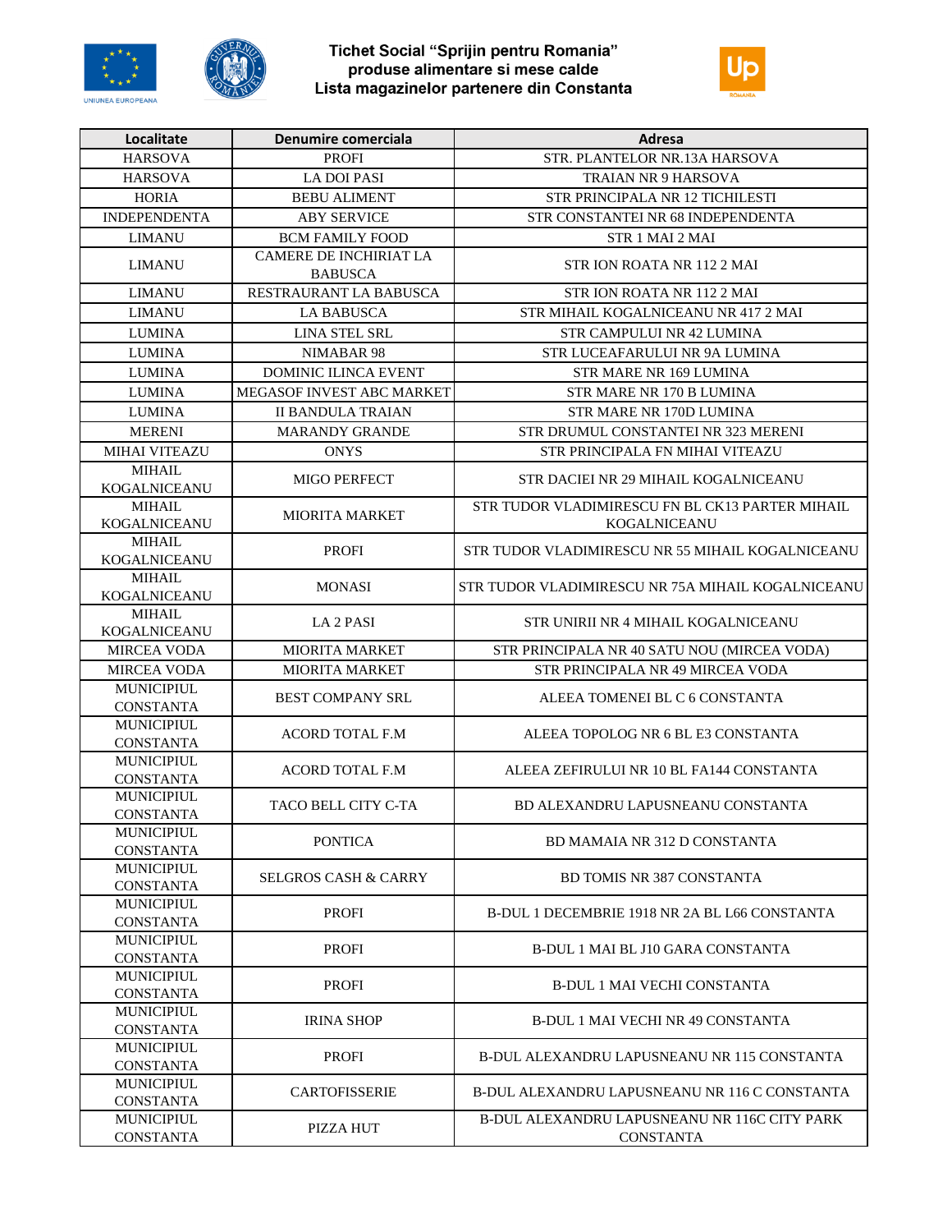# Tichet Social "Sprijin pentru Romania"
## produse alimentare si mese calde
## Lista magazinelor partenere din Constanta

| Localitate | Denumire comerciala | Adresa |
|---|---|---|
| HARSOVA | PROFI | STR. PLANTELOR NR.13A HARSOVA |
| HARSOVA | LA DOI PASI | TRAIAN NR 9 HARSOVA |
| HORIA | BEBU ALIMENT | STR PRINCIPALA NR 12 TICHILESTI |
| INDEPENDENTA | ABY SERVICE | STR CONSTANTEI NR 68 INDEPENDENTA |
| LIMANU | BCM FAMILY FOOD | STR 1 MAI 2 MAI |
| LIMANU | CAMERE DE INCHIRIAT LA BABUSCA | STR ION ROATA NR 112 2 MAI |
| LIMANU | RESTRAURANT LA BABUSCA | STR ION ROATA NR 112 2 MAI |
| LIMANU | LA BABUSCA | STR MIHAIL KOGALNICEANU NR 417 2 MAI |
| LUMINA | LINA STEL SRL | STR CAMPULUI NR 42 LUMINA |
| LUMINA | NIMABAR 98 | STR LUCEAFARULUI NR 9A LUMINA |
| LUMINA | DOMINIC ILINCA EVENT | STR MARE NR 169 LUMINA |
| LUMINA | MEGASOF INVEST ABC MARKET | STR MARE NR 170 B LUMINA |
| LUMINA | II BANDULA TRAIAN | STR MARE NR 170D LUMINA |
| MERENI | MARANDY GRANDE | STR DRUMUL CONSTANTEI NR 323 MERENI |
| MIHAI VITEAZU | ONYS | STR PRINCIPALA FN MIHAI VITEAZU |
| MIHAIL KOGALNICEANU | MIGO PERFECT | STR DACIEI NR 29 MIHAIL KOGALNICEANU |
| MIHAIL KOGALNICEANU | MIORITA MARKET | STR TUDOR VLADIMIRESCU FN BL CK13 PARTER MIHAIL KOGALNICEANU |
| MIHAIL KOGALNICEANU | PROFI | STR TUDOR VLADIMIRESCU NR 55 MIHAIL KOGALNICEANU |
| MIHAIL KOGALNICEANU | MONASI | STR TUDOR VLADIMIRESCU NR 75A MIHAIL KOGALNICEANU |
| MIHAIL KOGALNICEANU | LA 2 PASI | STR UNIRII NR 4 MIHAIL KOGALNICEANU |
| MIRCEA VODA | MIORITA MARKET | STR PRINCIPALA NR 40 SATU NOU (MIRCEA VODA) |
| MIRCEA VODA | MIORITA MARKET | STR PRINCIPALA NR 49 MIRCEA VODA |
| MUNICIPIUL CONSTANTA | BEST COMPANY SRL | ALEEA TOMENEI BL C 6 CONSTANTA |
| MUNICIPIUL CONSTANTA | ACORD TOTAL F.M | ALEEA TOPOLOG NR 6 BL E3 CONSTANTA |
| MUNICIPIUL CONSTANTA | ACORD TOTAL F.M | ALEEA ZEFIRULUI NR 10 BL FA144 CONSTANTA |
| MUNICIPIUL CONSTANTA | TACO BELL CITY C-TA | BD ALEXANDRU LAPUSNEANU CONSTANTA |
| MUNICIPIUL CONSTANTA | PONTICA | BD MAMAIA NR 312 D CONSTANTA |
| MUNICIPIUL CONSTANTA | SELGROS CASH & CARRY | BD TOMIS NR 387 CONSTANTA |
| MUNICIPIUL CONSTANTA | PROFI | B-DUL 1 DECEMBRIE 1918 NR 2A BL L66 CONSTANTA |
| MUNICIPIUL CONSTANTA | PROFI | B-DUL 1 MAI BL J10 GARA CONSTANTA |
| MUNICIPIUL CONSTANTA | PROFI | B-DUL 1 MAI VECHI CONSTANTA |
| MUNICIPIUL CONSTANTA | IRINA SHOP | B-DUL 1 MAI VECHI NR 49 CONSTANTA |
| MUNICIPIUL CONSTANTA | PROFI | B-DUL ALEXANDRU LAPUSNEANU NR 115 CONSTANTA |
| MUNICIPIUL CONSTANTA | CARTOFISSERIE | B-DUL ALEXANDRU LAPUSNEANU NR 116 C CONSTANTA |
| MUNICIPIUL CONSTANTA | PIZZA HUT | B-DUL ALEXANDRU LAPUSNEANU NR 116C CITY PARK CONSTANTA |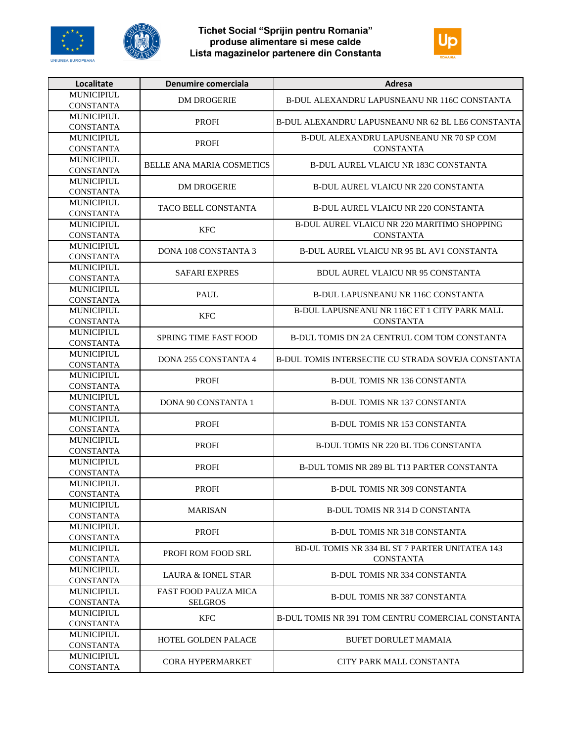# Tichet Social "Sprijin pentru Romania" produse alimentare si mese calde Lista magazinelor partenere din Constanta

| Localitate | Denumire comerciala | Adresa |
|---|---|---|
| MUNICIPIUL CONSTANTA | DM DROGERIE | B-DUL ALEXANDRU LAPUSNEANU NR 116C CONSTANTA |
| MUNICIPIUL CONSTANTA | PROFI | B-DUL ALEXANDRU LAPUSNEANU NR 62 BL LE6 CONSTANTA |
| MUNICIPIUL CONSTANTA | PROFI | B-DUL ALEXANDRU LAPUSNEANU NR 70 SP COM CONSTANTA |
| MUNICIPIUL CONSTANTA | BELLE ANA MARIA COSMETICS | B-DUL AUREL VLAICU NR 183C CONSTANTA |
| MUNICIPIUL CONSTANTA | DM DROGERIE | B-DUL AUREL VLAICU NR 220 CONSTANTA |
| MUNICIPIUL CONSTANTA | TACO BELL CONSTANTA | B-DUL AUREL VLAICU NR 220 CONSTANTA |
| MUNICIPIUL CONSTANTA | KFC | B-DUL AUREL VLAICU NR 220 MARITIMO SHOPPING CONSTANTA |
| MUNICIPIUL CONSTANTA | DONA 108 CONSTANTA 3 | B-DUL AUREL VLAICU NR 95 BL AV1 CONSTANTA |
| MUNICIPIUL CONSTANTA | SAFARI EXPRES | BDUL AUREL VLAICU NR 95 CONSTANTA |
| MUNICIPIUL CONSTANTA | PAUL | B-DUL LAPUSNEANU NR 116C CONSTANTA |
| MUNICIPIUL CONSTANTA | KFC | B-DUL LAPUSNEANU NR 116C ET 1 CITY PARK MALL CONSTANTA |
| MUNICIPIUL CONSTANTA | SPRING TIME FAST FOOD | B-DUL TOMIS DN 2A CENTRUL COM TOM CONSTANTA |
| MUNICIPIUL CONSTANTA | DONA 255 CONSTANTA 4 | B-DUL TOMIS INTERSECTIE CU STRADA SOVEJA CONSTANTA |
| MUNICIPIUL CONSTANTA | PROFI | B-DUL TOMIS NR 136 CONSTANTA |
| MUNICIPIUL CONSTANTA | DONA 90 CONSTANTA 1 | B-DUL TOMIS NR 137 CONSTANTA |
| MUNICIPIUL CONSTANTA | PROFI | B-DUL TOMIS NR 153 CONSTANTA |
| MUNICIPIUL CONSTANTA | PROFI | B-DUL TOMIS NR 220 BL TD6 CONSTANTA |
| MUNICIPIUL CONSTANTA | PROFI | B-DUL TOMIS NR 289 BL T13 PARTER CONSTANTA |
| MUNICIPIUL CONSTANTA | PROFI | B-DUL TOMIS NR 309 CONSTANTA |
| MUNICIPIUL CONSTANTA | MARISAN | B-DUL TOMIS NR 314 D CONSTANTA |
| MUNICIPIUL CONSTANTA | PROFI | B-DUL TOMIS NR 318 CONSTANTA |
| MUNICIPIUL CONSTANTA | PROFI ROM FOOD SRL | BD-UL TOMIS NR 334 BL ST 7 PARTER UNITATEA 143 CONSTANTA |
| MUNICIPIUL CONSTANTA | LAURA & IONEL STAR | B-DUL TOMIS NR 334 CONSTANTA |
| MUNICIPIUL CONSTANTA | FAST FOOD PAUZA MICA SELGROS | B-DUL TOMIS NR 387 CONSTANTA |
| MUNICIPIUL CONSTANTA | KFC | B-DUL TOMIS NR 391 TOM CENTRU COMERCIAL CONSTANTA |
| MUNICIPIUL CONSTANTA | HOTEL GOLDEN PALACE | BUFET DORULET MAMAIA |
| MUNICIPIUL CONSTANTA | CORA HYPERMARKET | CITY PARK MALL CONSTANTA |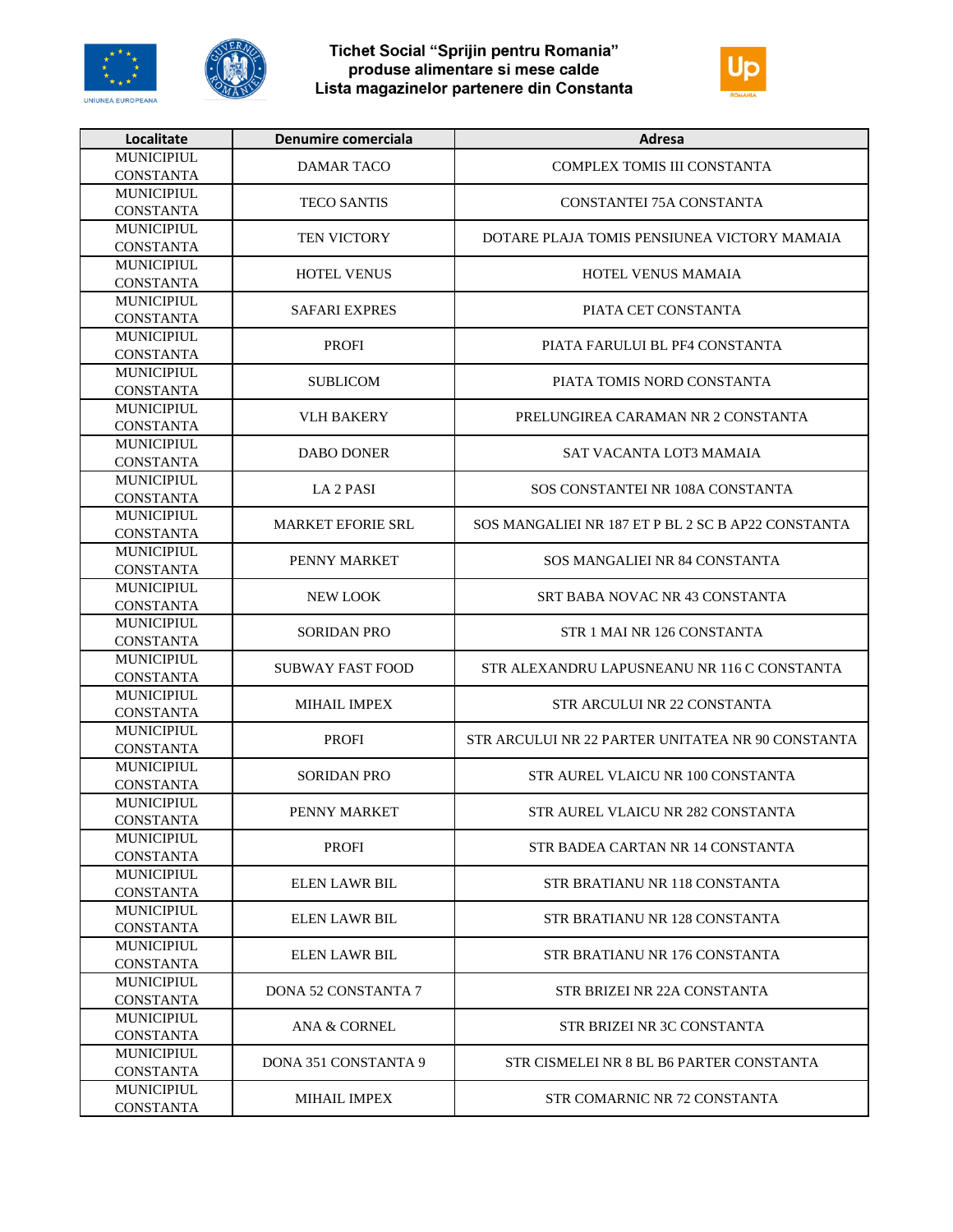**Tichet Social "Sprijin pentru Romania"**
**produse alimentare si mese calde**
**Lista magazinelor partenere din Constanta**

| Localitate | Denumire comerciala | Adresa |
|---|---|---|
| MUNICIPIUL CONSTANTA | DAMAR TACO | COMPLEX TOMIS III CONSTANTA |
| MUNICIPIUL CONSTANTA | TECO SANTIS | CONSTANTEI 75A CONSTANTA |
| MUNICIPIUL CONSTANTA | TEN VICTORY | DOTARE PLAJA TOMIS PENSIUNEA VICTORY MAMAIA |
| MUNICIPIUL CONSTANTA | HOTEL VENUS | HOTEL VENUS MAMAIA |
| MUNICIPIUL CONSTANTA | SAFARI EXPRES | PIATA CET CONSTANTA |
| MUNICIPIUL CONSTANTA | PROFI | PIATA FARULUI BL PF4 CONSTANTA |
| MUNICIPIUL CONSTANTA | SUBLICOM | PIATA TOMIS NORD CONSTANTA |
| MUNICIPIUL CONSTANTA | VLH BAKERY | PRELUNGIREA CARAMAN NR 2 CONSTANTA |
| MUNICIPIUL CONSTANTA | DABO DONER | SAT VACANTA LOT3 MAMAIA |
| MUNICIPIUL CONSTANTA | LA 2 PASI | SOS CONSTANTEI NR 108A CONSTANTA |
| MUNICIPIUL CONSTANTA | MARKET EFORIE SRL | SOS MANGALIEI NR 187 ET P BL 2 SC B AP22 CONSTANTA |
| MUNICIPIUL CONSTANTA | PENNY MARKET | SOS MANGALIEI NR 84 CONSTANTA |
| MUNICIPIUL CONSTANTA | NEW LOOK | SRT BABA NOVAC NR 43 CONSTANTA |
| MUNICIPIUL CONSTANTA | SORIDAN PRO | STR 1 MAI NR 126 CONSTANTA |
| MUNICIPIUL CONSTANTA | SUBWAY FAST FOOD | STR ALEXANDRU LAPUSNEANU NR 116 C CONSTANTA |
| MUNICIPIUL CONSTANTA | MIHAIL IMPEX | STR ARCULUI NR 22 CONSTANTA |
| MUNICIPIUL CONSTANTA | PROFI | STR ARCULUI NR 22 PARTER UNITATEA NR 90 CONSTANTA |
| MUNICIPIUL CONSTANTA | SORIDAN PRO | STR AUREL VLAICU NR 100 CONSTANTA |
| MUNICIPIUL CONSTANTA | PENNY MARKET | STR AUREL VLAICU NR 282 CONSTANTA |
| MUNICIPIUL CONSTANTA | PROFI | STR BADEA CARTAN NR 14 CONSTANTA |
| MUNICIPIUL CONSTANTA | ELEN LAWR BIL | STR BRATIANU NR 118 CONSTANTA |
| MUNICIPIUL CONSTANTA | ELEN LAWR BIL | STR BRATIANU NR 128 CONSTANTA |
| MUNICIPIUL CONSTANTA | ELEN LAWR BIL | STR BRATIANU NR 176 CONSTANTA |
| MUNICIPIUL CONSTANTA | DONA 52 CONSTANTA 7 | STR BRIZEI NR 22A CONSTANTA |
| MUNICIPIUL CONSTANTA | ANA & CORNEL | STR BRIZEI NR 3C CONSTANTA |
| MUNICIPIUL CONSTANTA | DONA 351 CONSTANTA 9 | STR CISMELEI NR 8 BL B6 PARTER CONSTANTA |
| MUNICIPIUL CONSTANTA | MIHAIL IMPEX | STR COMARNIC NR 72 CONSTANTA |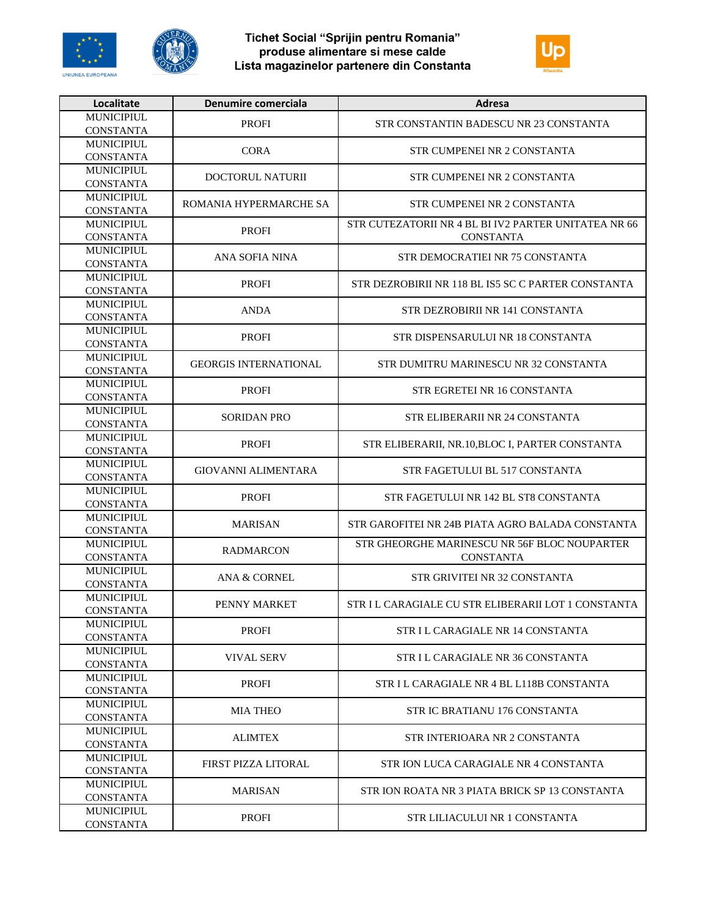# Tichet Social "Sprijin pentru Romania" produse alimentare si mese calde
# Lista magazinelor partenere din Constanta

| Localitate | Denumire comerciala | Adresa |
|---|---|---|
| MUNICIPIUL CONSTANTA | PROFI | STR CONSTANTIN BADESCU NR 23 CONSTANTA |
| MUNICIPIUL CONSTANTA | CORA | STR CUMPENEI NR 2 CONSTANTA |
| MUNICIPIUL CONSTANTA | DOCTORUL NATURII | STR CUMPENEI NR 2 CONSTANTA |
| MUNICIPIUL CONSTANTA | ROMANIA HYPERMARCHE SA | STR CUMPENEI NR 2 CONSTANTA |
| MUNICIPIUL CONSTANTA | PROFI | STR CUTEZATORII NR 4 BL BI IV2 PARTER UNITATEA NR 66 CONSTANTA |
| MUNICIPIUL CONSTANTA | ANA SOFIA NINA | STR DEMOCRATIEI NR 75 CONSTANTA |
| MUNICIPIUL CONSTANTA | PROFI | STR DEZROBIRII NR 118 BL IS5 SC C PARTER CONSTANTA |
| MUNICIPIUL CONSTANTA | ANDA | STR DEZROBIRII NR 141 CONSTANTA |
| MUNICIPIUL CONSTANTA | PROFI | STR DISPENSARULUI NR 18 CONSTANTA |
| MUNICIPIUL CONSTANTA | GEORGIS INTERNATIONAL | STR DUMITRU MARINESCU NR 32 CONSTANTA |
| MUNICIPIUL CONSTANTA | PROFI | STR EGRETEI NR 16 CONSTANTA |
| MUNICIPIUL CONSTANTA | SORIDAN PRO | STR ELIBERARII NR 24 CONSTANTA |
| MUNICIPIUL CONSTANTA | PROFI | STR ELIBERARII, NR.10,BLOC I, PARTER CONSTANTA |
| MUNICIPIUL CONSTANTA | GIOVANNI ALIMENTARA | STR FAGETULUI BL 517 CONSTANTA |
| MUNICIPIUL CONSTANTA | PROFI | STR FAGETULUI NR 142 BL ST8 CONSTANTA |
| MUNICIPIUL CONSTANTA | MARISAN | STR GAROFITEI NR 24B PIATA AGRO BALADA CONSTANTA |
| MUNICIPIUL CONSTANTA | RADMARCON | STR GHEORGHE MARINESCU NR 56F BLOC NOUPARTER CONSTANTA |
| MUNICIPIUL CONSTANTA | ANA & CORNEL | STR GRIVITEI NR 32 CONSTANTA |
| MUNICIPIUL CONSTANTA | PENNY MARKET | STR I L CARAGIALE CU STR ELIBERARII LOT 1 CONSTANTA |
| MUNICIPIUL CONSTANTA | PROFI | STR I L CARAGIALE NR 14 CONSTANTA |
| MUNICIPIUL CONSTANTA | VIVAL SERV | STR I L CARAGIALE NR 36 CONSTANTA |
| MUNICIPIUL CONSTANTA | PROFI | STR I L CARAGIALE NR 4 BL L118B CONSTANTA |
| MUNICIPIUL CONSTANTA | MIA THEO | STR IC BRATIANU 176 CONSTANTA |
| MUNICIPIUL CONSTANTA | ALIMTEX | STR INTERIOARA NR 2 CONSTANTA |
| MUNICIPIUL CONSTANTA | FIRST PIZZA LITORAL | STR ION LUCA CARAGIALE NR 4 CONSTANTA |
| MUNICIPIUL CONSTANTA | MARISAN | STR ION ROATA NR 3 PIATA BRICK SP 13 CONSTANTA |
| MUNICIPIUL CONSTANTA | PROFI | STR LILIACULUI NR 1 CONSTANTA |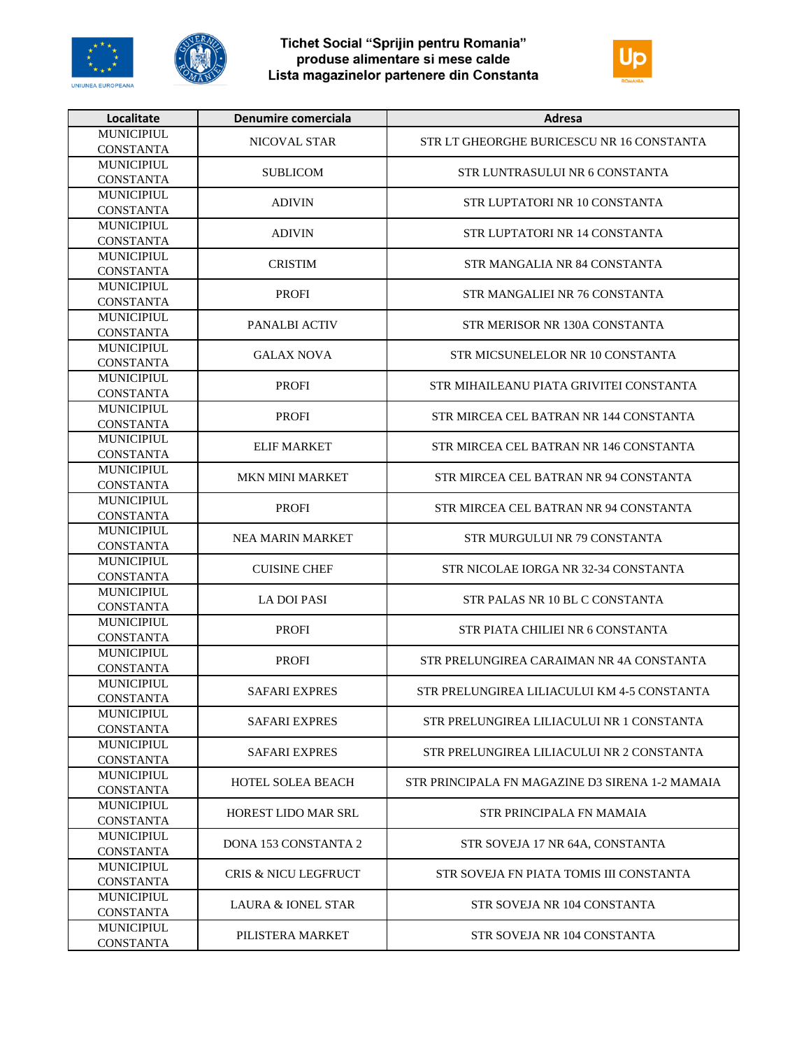Tichet Social "Sprijin pentru Romania"
produse alimentare si mese calde
Lista magazinelor partenere din Constanta

| Localitate | Denumire comerciala | Adresa |
|---|---|---|
| MUNICIPIUL CONSTANTA | NICOVAL STAR | STR LT GHEORGHE BURICESCU NR 16 CONSTANTA |
| MUNICIPIUL CONSTANTA | SUBLICOM | STR LUNTRASULUI NR 6 CONSTANTA |
| MUNICIPIUL CONSTANTA | ADIVIN | STR LUPTATORI NR 10 CONSTANTA |
| MUNICIPIUL CONSTANTA | ADIVIN | STR LUPTATORI NR 14 CONSTANTA |
| MUNICIPIUL CONSTANTA | CRISTIM | STR MANGALIA NR 84 CONSTANTA |
| MUNICIPIUL CONSTANTA | PROFI | STR MANGALIEI NR 76 CONSTANTA |
| MUNICIPIUL CONSTANTA | PANALBI ACTIV | STR MERISOR NR 130A CONSTANTA |
| MUNICIPIUL CONSTANTA | GALAX NOVA | STR MICSUNELELOR NR 10 CONSTANTA |
| MUNICIPIUL CONSTANTA | PROFI | STR MIHAILEANU PIATA GRIVITEI CONSTANTA |
| MUNICIPIUL CONSTANTA | PROFI | STR MIRCEA CEL BATRAN NR 144 CONSTANTA |
| MUNICIPIUL CONSTANTA | ELIF MARKET | STR MIRCEA CEL BATRAN NR 146 CONSTANTA |
| MUNICIPIUL CONSTANTA | MKN MINI MARKET | STR MIRCEA CEL BATRAN NR 94 CONSTANTA |
| MUNICIPIUL CONSTANTA | PROFI | STR MIRCEA CEL BATRAN NR 94 CONSTANTA |
| MUNICIPIUL CONSTANTA | NEA MARIN MARKET | STR MURGULUI NR 79 CONSTANTA |
| MUNICIPIUL CONSTANTA | CUISINE CHEF | STR NICOLAE IORGA NR 32-34 CONSTANTA |
| MUNICIPIUL CONSTANTA | LA DOI PASI | STR PALAS NR 10 BL C CONSTANTA |
| MUNICIPIUL CONSTANTA | PROFI | STR PIATA CHILIEI NR 6 CONSTANTA |
| MUNICIPIUL CONSTANTA | PROFI | STR PRELUNGIREA CARAIMAN NR 4A CONSTANTA |
| MUNICIPIUL CONSTANTA | SAFARI EXPRES | STR PRELUNGIREA LILIACULUI KM 4-5 CONSTANTA |
| MUNICIPIUL CONSTANTA | SAFARI EXPRES | STR PRELUNGIREA LILIACULUI NR 1 CONSTANTA |
| MUNICIPIUL CONSTANTA | SAFARI EXPRES | STR PRELUNGIREA LILIACULUI NR 2 CONSTANTA |
| MUNICIPIUL CONSTANTA | HOTEL SOLEA BEACH | STR PRINCIPALA FN MAGAZINE D3 SIRENA 1-2 MAMAIA |
| MUNICIPIUL CONSTANTA | HOREST LIDO MAR SRL | STR PRINCIPALA FN MAMAIA |
| MUNICIPIUL CONSTANTA | DONA 153 CONSTANTA 2 | STR SOVEJA 17 NR 64A, CONSTANTA |
| MUNICIPIUL CONSTANTA | CRIS & NICU LEGFRUCT | STR SOVEJA FN PIATA TOMIS III CONSTANTA |
| MUNICIPIUL CONSTANTA | LAURA & IONEL STAR | STR SOVEJA NR 104 CONSTANTA |
| MUNICIPIUL CONSTANTA | PILISTERA MARKET | STR SOVEJA NR 104 CONSTANTA |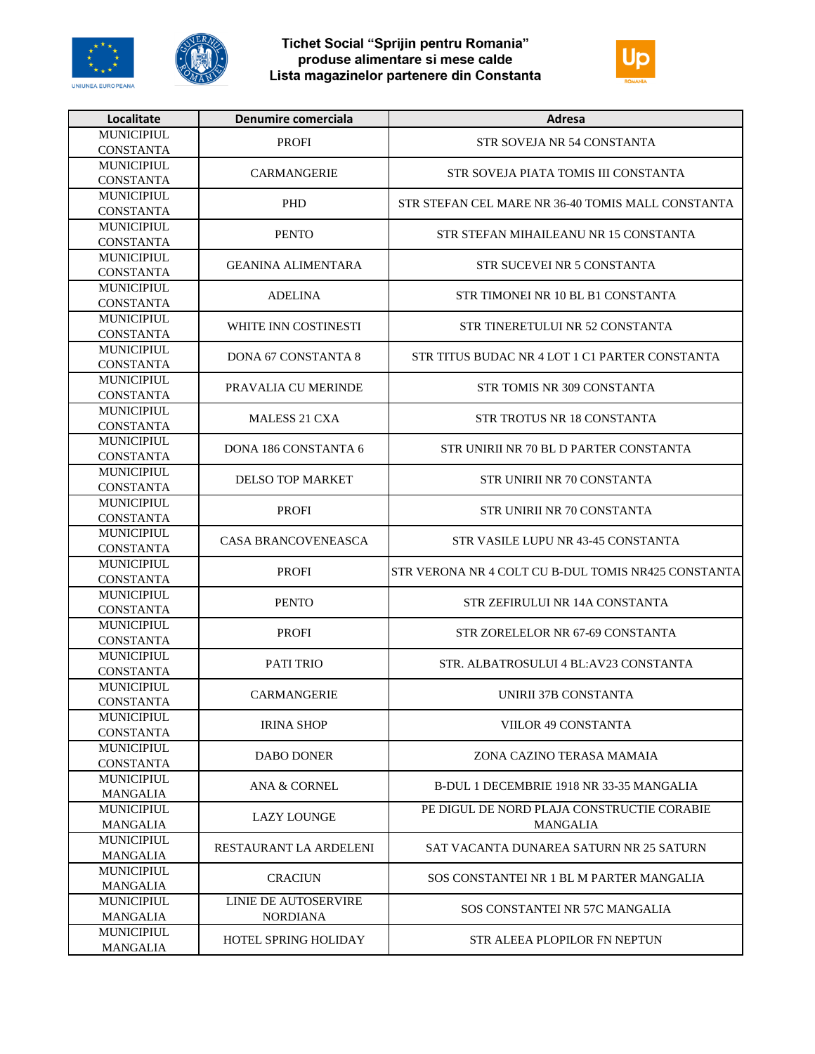Tichet Social "Sprijin pentru Romania"
produse alimentare si mese calde
Lista magazinelor partenere din Constanta

| Localitate | Denumire comerciala | Adresa |
|---|---|---|
| MUNICIPIUL CONSTANTA | PROFI | STR SOVEJA NR 54 CONSTANTA |
| MUNICIPIUL CONSTANTA | CARMANGERIE | STR SOVEJA PIATA TOMIS III CONSTANTA |
| MUNICIPIUL CONSTANTA | PHD | STR STEFAN CEL MARE NR 36-40 TOMIS MALL CONSTANTA |
| MUNICIPIUL CONSTANTA | PENTO | STR STEFAN MIHAILEANU NR 15 CONSTANTA |
| MUNICIPIUL CONSTANTA | GEANINA ALIMENTARA | STR SUCEVEI NR 5 CONSTANTA |
| MUNICIPIUL CONSTANTA | ADELINA | STR TIMONEI NR 10 BL B1 CONSTANTA |
| MUNICIPIUL CONSTANTA | WHITE INN COSTINESTI | STR TINERETULUI NR 52 CONSTANTA |
| MUNICIPIUL CONSTANTA | DONA 67 CONSTANTA 8 | STR TITUS BUDAC NR 4 LOT 1 C1 PARTER CONSTANTA |
| MUNICIPIUL CONSTANTA | PRAVALIA CU MERINDE | STR TOMIS NR 309 CONSTANTA |
| MUNICIPIUL CONSTANTA | MALESS 21 CXA | STR TROTUS NR 18 CONSTANTA |
| MUNICIPIUL CONSTANTA | DONA 186 CONSTANTA 6 | STR UNIRII NR 70 BL D PARTER CONSTANTA |
| MUNICIPIUL CONSTANTA | DELSO TOP MARKET | STR UNIRII NR 70 CONSTANTA |
| MUNICIPIUL CONSTANTA | PROFI | STR UNIRII NR 70 CONSTANTA |
| MUNICIPIUL CONSTANTA | CASA BRANCOVENEASCA | STR VASILE LUPU NR 43-45 CONSTANTA |
| MUNICIPIUL CONSTANTA | PROFI | STR VERONA NR 4 COLT CU B-DUL TOMIS NR425 CONSTANTA |
| MUNICIPIUL CONSTANTA | PENTO | STR ZEFIRULUI NR 14A CONSTANTA |
| MUNICIPIUL CONSTANTA | PROFI | STR ZORELELOR NR 67-69 CONSTANTA |
| MUNICIPIUL CONSTANTA | PATI TRIO | STR. ALBATROSULUI 4 BL:AV23 CONSTANTA |
| MUNICIPIUL CONSTANTA | CARMANGERIE | UNIRII 37B CONSTANTA |
| MUNICIPIUL CONSTANTA | IRINA SHOP | VIILOR 49 CONSTANTA |
| MUNICIPIUL CONSTANTA | DABO DONER | ZONA CAZINO TERASA MAMAIA |
| MUNICIPIUL MANGALIA | ANA & CORNEL | B-DUL 1 DECEMBRIE 1918 NR 33-35 MANGALIA |
| MUNICIPIUL MANGALIA | LAZY LOUNGE | PE DIGUL DE NORD PLAJA CONSTRUCTIE CORABIE MANGALIA |
| MUNICIPIUL MANGALIA | RESTAURANT LA ARDELENI | SAT VACANTA DUNAREA SATURN NR 25 SATURN |
| MUNICIPIUL MANGALIA | CRACIUN | SOS CONSTANTEI NR 1 BL M PARTER MANGALIA |
| MUNICIPIUL MANGALIA | LINIE DE AUTOSERVIRE NORDIANA | SOS CONSTANTEI NR 57C MANGALIA |
| MUNICIPIUL MANGALIA | HOTEL SPRING HOLIDAY | STR ALEEA PLOPILOR FN NEPTUN |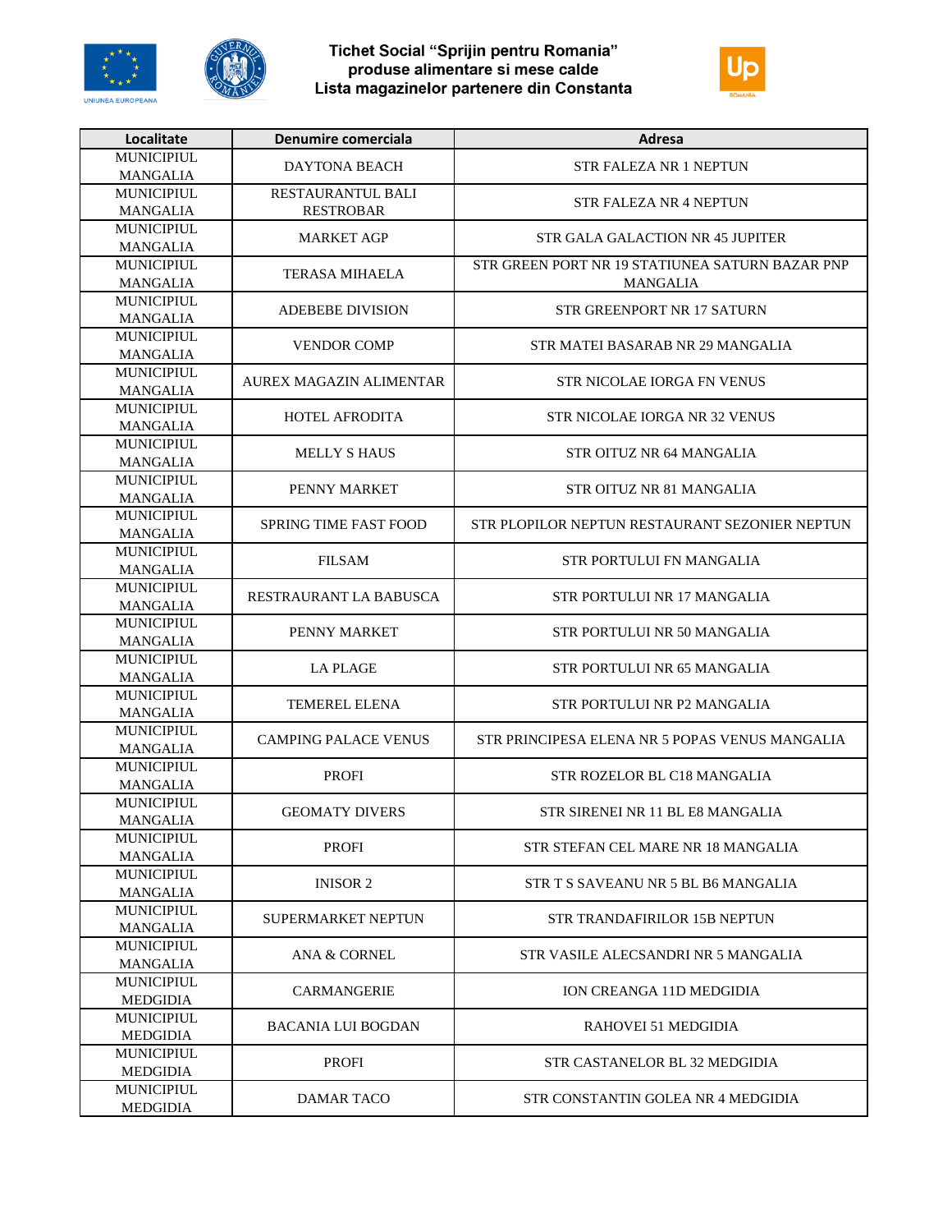# Tichet Social "Sprijin pentru Romania"
## produse alimentare si mese calde
## Lista magazinelor partenere din Constanta

| Localitate | Denumire comerciala | Adresa |
|---|---|---|
| MUNICIPIUL MANGALIA | DAYTONA BEACH | STR FALEZA NR 1 NEPTUN |
| MUNICIPIUL MANGALIA | RESTAURANTUL BALI RESTROBAR | STR FALEZA NR 4 NEPTUN |
| MUNICIPIUL MANGALIA | MARKET AGP | STR GALA GALACTION NR 45 JUPITER |
| MUNICIPIUL MANGALIA | TERASA MIHAELA | STR GREEN PORT NR 19 STATIUNEA SATURN BAZAR PNP MANGALIA |
| MUNICIPIUL MANGALIA | ADEBEBE DIVISION | STR GREENPORT NR 17 SATURN |
| MUNICIPIUL MANGALIA | VENDOR COMP | STR MATEI BASARAB NR 29 MANGALIA |
| MUNICIPIUL MANGALIA | AUREX MAGAZIN ALIMENTAR | STR NICOLAE IORGA FN VENUS |
| MUNICIPIUL MANGALIA | HOTEL AFRODITA | STR NICOLAE IORGA NR 32 VENUS |
| MUNICIPIUL MANGALIA | MELLY S HAUS | STR OITUZ NR 64 MANGALIA |
| MUNICIPIUL MANGALIA | PENNY MARKET | STR OITUZ NR 81 MANGALIA |
| MUNICIPIUL MANGALIA | SPRING TIME FAST FOOD | STR PLOPILOR NEPTUN RESTAURANT SEZONIER NEPTUN |
| MUNICIPIUL MANGALIA | FILSAM | STR PORTULUI FN MANGALIA |
| MUNICIPIUL MANGALIA | RESTRAURANT LA BABUSCA | STR PORTULUI NR 17 MANGALIA |
| MUNICIPIUL MANGALIA | PENNY MARKET | STR PORTULUI NR 50 MANGALIA |
| MUNICIPIUL MANGALIA | LA PLAGE | STR PORTULUI NR 65 MANGALIA |
| MUNICIPIUL MANGALIA | TEMEREL ELENA | STR PORTULUI NR P2 MANGALIA |
| MUNICIPIUL MANGALIA | CAMPING PALACE VENUS | STR PRINCIPESA ELENA NR 5 POPAS VENUS MANGALIA |
| MUNICIPIUL MANGALIA | PROFI | STR ROZELOR BL C18 MANGALIA |
| MUNICIPIUL MANGALIA | GEOMATY DIVERS | STR SIRENEI NR 11 BL E8 MANGALIA |
| MUNICIPIUL MANGALIA | PROFI | STR STEFAN CEL MARE NR 18 MANGALIA |
| MUNICIPIUL MANGALIA | INISOR 2 | STR T S SAVEANU NR 5 BL B6 MANGALIA |
| MUNICIPIUL MANGALIA | SUPERMARKET NEPTUN | STR TRANDAFIRILOR 15B NEPTUN |
| MUNICIPIUL MANGALIA | ANA & CORNEL | STR VASILE ALECSANDRI NR 5 MANGALIA |
| MUNICIPIUL MEDGIDIA | CARMANGERIE | ION CREANGA 11D MEDGIDIA |
| MUNICIPIUL MEDGIDIA | BACANIA LUI BOGDAN | RAHOVEI 51 MEDGIDIA |
| MUNICIPIUL MEDGIDIA | PROFI | STR CASTANELOR BL 32 MEDGIDIA |
| MUNICIPIUL MEDGIDIA | DAMAR TACO | STR CONSTANTIN GOLEA NR 4 MEDGIDIA |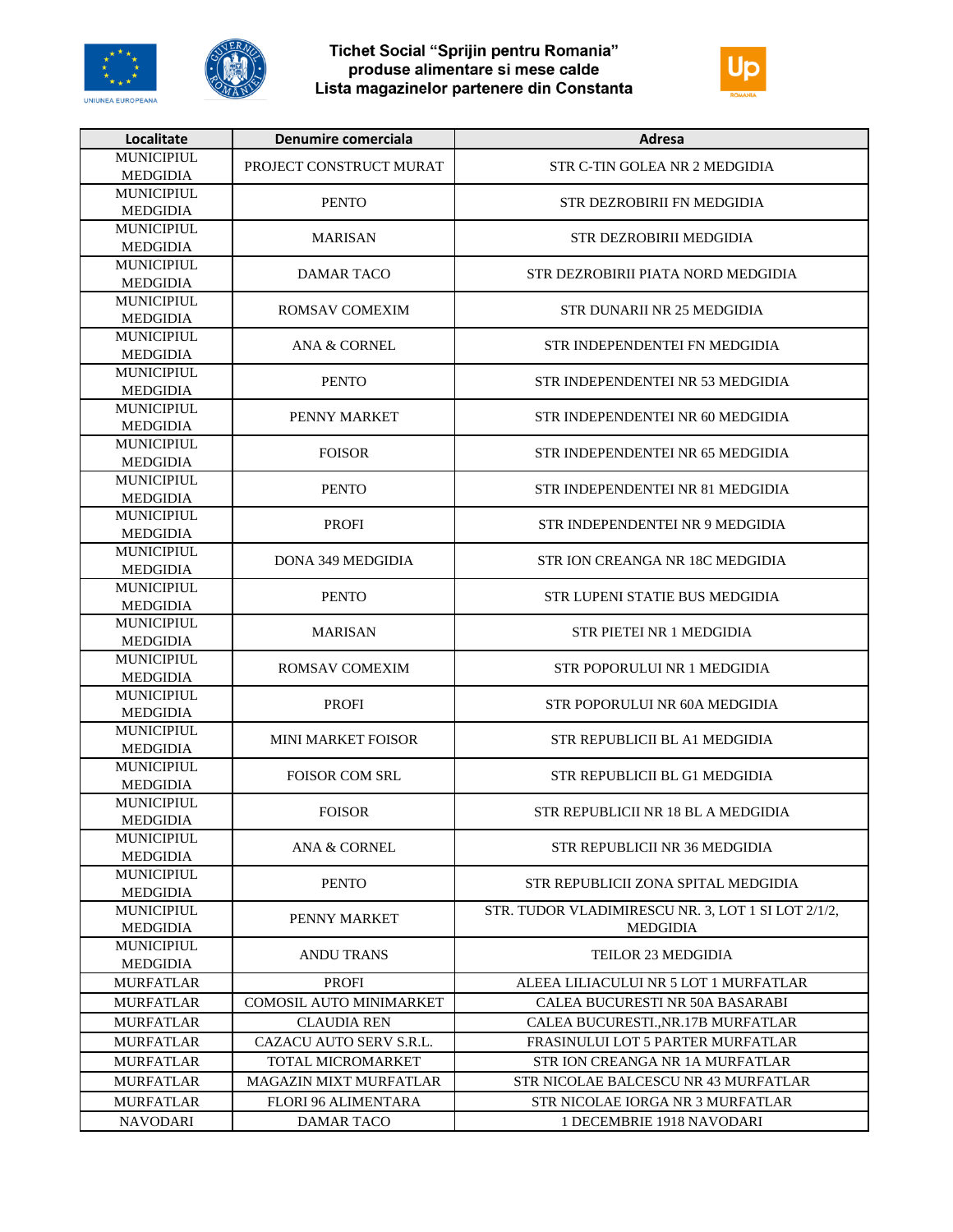# Tichet Social "Sprijin pentru Romania"
# produse alimentare si mese calde
# Lista magazinelor partenere din Constanta

| Localitate | Denumire comerciala | Adresa |
|---|---|---|
| MUNICIPIUL MEDGIDIA | PROJECT CONSTRUCT MURAT | STR C-TIN GOLEA NR 2 MEDGIDIA |
| MUNICIPIUL MEDGIDIA | PENTO | STR DEZROBIRII FN MEDGIDIA |
| MUNICIPIUL MEDGIDIA | MARISAN | STR DEZROBIRII MEDGIDIA |
| MUNICIPIUL MEDGIDIA | DAMAR TACO | STR DEZROBIRII PIATA NORD MEDGIDIA |
| MUNICIPIUL MEDGIDIA | ROMSAV COMEXIM | STR DUNARII NR 25 MEDGIDIA |
| MUNICIPIUL MEDGIDIA | ANA & CORNEL | STR INDEPENDENTEI FN MEDGIDIA |
| MUNICIPIUL MEDGIDIA | PENTO | STR INDEPENDENTEI NR 53 MEDGIDIA |
| MUNICIPIUL MEDGIDIA | PENNY MARKET | STR INDEPENDENTEI NR 60 MEDGIDIA |
| MUNICIPIUL MEDGIDIA | FOISOR | STR INDEPENDENTEI NR 65 MEDGIDIA |
| MUNICIPIUL MEDGIDIA | PENTO | STR INDEPENDENTEI NR 81 MEDGIDIA |
| MUNICIPIUL MEDGIDIA | PROFI | STR INDEPENDENTEI NR 9 MEDGIDIA |
| MUNICIPIUL MEDGIDIA | DONA 349 MEDGIDIA | STR ION CREANGA NR 18C MEDGIDIA |
| MUNICIPIUL MEDGIDIA | PENTO | STR LUPENI STATIE BUS MEDGIDIA |
| MUNICIPIUL MEDGIDIA | MARISAN | STR PIETEI NR 1 MEDGIDIA |
| MUNICIPIUL MEDGIDIA | ROMSAV COMEXIM | STR POPORULUI NR 1 MEDGIDIA |
| MUNICIPIUL MEDGIDIA | PROFI | STR POPORULUI NR 60A MEDGIDIA |
| MUNICIPIUL MEDGIDIA | MINI MARKET FOISOR | STR REPUBLICII BL A1 MEDGIDIA |
| MUNICIPIUL MEDGIDIA | FOISOR COM SRL | STR REPUBLICII BL G1 MEDGIDIA |
| MUNICIPIUL MEDGIDIA | FOISOR | STR REPUBLICII NR 18 BL A MEDGIDIA |
| MUNICIPIUL MEDGIDIA | ANA & CORNEL | STR REPUBLICII NR 36 MEDGIDIA |
| MUNICIPIUL MEDGIDIA | PENTO | STR REPUBLICII ZONA SPITAL MEDGIDIA |
| MUNICIPIUL MEDGIDIA | PENNY MARKET | STR. TUDOR VLADIMIRESCU NR. 3, LOT 1 SI LOT 2/1/2, MEDGIDIA |
| MUNICIPIUL MEDGIDIA | ANDU TRANS | TEILOR 23 MEDGIDIA |
| MURFATLAR | PROFI | ALEEA LILIACULUI NR 5 LOT 1 MURFATLAR |
| MURFATLAR | COMOSIL AUTO MINIMARKET | CALEA BUCURESTI NR 50A BASARABI |
| MURFATLAR | CLAUDIA REN | CALEA BUCURESTI.,NR.17B MURFATLAR |
| MURFATLAR | CAZACU AUTO SERV S.R.L. | FRASINULUI LOT 5 PARTER MURFATLAR |
| MURFATLAR | TOTAL MICROMARKET | STR ION CREANGA NR 1A MURFATLAR |
| MURFATLAR | MAGAZIN MIXT MURFATLAR | STR NICOLAE BALCESCU NR 43 MURFATLAR |
| MURFATLAR | FLORI 96 ALIMENTARA | STR NICOLAE IORGA NR 3 MURFATLAR |
| NAVODARI | DAMAR TACO | 1 DECEMBRIE 1918 NAVODARI |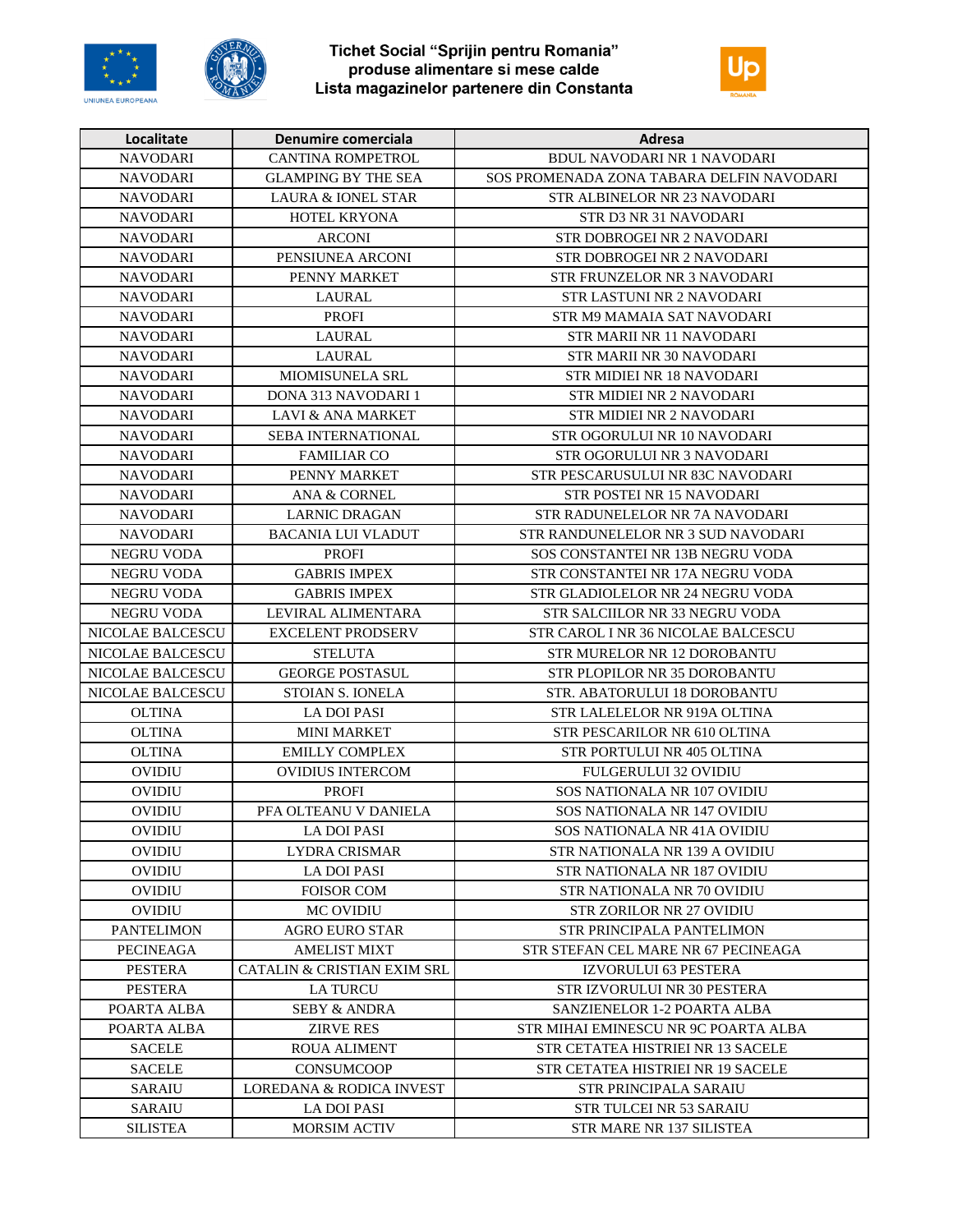# Tichet Social "Sprijin pentru Romania" produse alimentare si mese calde
## Lista magazinelor partenere din Constanta

| Localitate | Denumire comerciala | Adresa |
|---|---|---|
| NAVODARI | CANTINA ROMPETROL | BDUL NAVODARI NR 1 NAVODARI |
| NAVODARI | GLAMPING BY THE SEA | SOS PROMENADA ZONA TABARA DELFIN NAVODARI |
| NAVODARI | LAURA & IONEL STAR | STR ALBINELOR NR 23 NAVODARI |
| NAVODARI | HOTEL KRYONA | STR D3 NR 31 NAVODARI |
| NAVODARI | ARCONI | STR DOBROGEI NR 2 NAVODARI |
| NAVODARI | PENSIUNEA ARCONI | STR DOBROGEI NR 2 NAVODARI |
| NAVODARI | PENNY MARKET | STR FRUNZELOR NR 3 NAVODARI |
| NAVODARI | LAURAL | STR LASTUNI NR 2 NAVODARI |
| NAVODARI | PROFI | STR M9 MAMAIA SAT NAVODARI |
| NAVODARI | LAURAL | STR MARII NR 11 NAVODARI |
| NAVODARI | LAURAL | STR MARII NR 30 NAVODARI |
| NAVODARI | MIOMISUNELA SRL | STR MIDIEI NR 18 NAVODARI |
| NAVODARI | DONA 313 NAVODARI 1 | STR MIDIEI NR 2 NAVODARI |
| NAVODARI | LAVI & ANA MARKET | STR MIDIEI NR 2 NAVODARI |
| NAVODARI | SEBA INTERNATIONAL | STR OGORULUI NR 10 NAVODARI |
| NAVODARI | FAMILIAR CO | STR OGORULUI NR 3 NAVODARI |
| NAVODARI | PENNY MARKET | STR PESCARUSULUI NR 83C NAVODARI |
| NAVODARI | ANA & CORNEL | STR POSTEI NR 15 NAVODARI |
| NAVODARI | LARNIC DRAGAN | STR RADUNELELOR NR 7A NAVODARI |
| NAVODARI | BACANIA LUI VLADUT | STR RANDUNELELOR NR 3 SUD NAVODARI |
| NEGRU VODA | PROFI | SOS CONSTANTEI NR 13B NEGRU VODA |
| NEGRU VODA | GABRIS IMPEX | STR CONSTANTEI NR 17A NEGRU VODA |
| NEGRU VODA | GABRIS IMPEX | STR GLADIOLELOR NR 24 NEGRU VODA |
| NEGRU VODA | LEVIRAL ALIMENTARA | STR SALCIILOR NR 33 NEGRU VODA |
| NICOLAE BALCESCU | EXCELENT PRODSERV | STR CAROL I NR 36 NICOLAE BALCESCU |
| NICOLAE BALCESCU | STELUTA | STR MURELOR NR 12 DOROBANTU |
| NICOLAE BALCESCU | GEORGE POSTASUL | STR PLOPILOR NR 35 DOROBANTU |
| NICOLAE BALCESCU | STOIAN S. IONELA | STR. ABATORULUI 18 DOROBANTU |
| OLTINA | LA DOI PASI | STR LALELELOR NR 919A OLTINA |
| OLTINA | MINI MARKET | STR PESCARILOR NR 610 OLTINA |
| OLTINA | EMILLY COMPLEX | STR PORTULUI NR 405 OLTINA |
| OVIDIU | OVIDIUS INTERCOM | FULGERULUI 32 OVIDIU |
| OVIDIU | PROFI | SOS NATIONALA NR 107 OVIDIU |
| OVIDIU | PFA OLTEANU V DANIELA | SOS NATIONALA NR 147 OVIDIU |
| OVIDIU | LA DOI PASI | SOS NATIONALA NR 41A OVIDIU |
| OVIDIU | LYDRA CRISMAR | STR NATIONALA NR 139 A OVIDIU |
| OVIDIU | LA DOI PASI | STR NATIONALA NR 187 OVIDIU |
| OVIDIU | FOISOR COM | STR NATIONALA NR 70 OVIDIU |
| OVIDIU | MC OVIDIU | STR ZORILOR NR 27 OVIDIU |
| PANTELIMON | AGRO EURO STAR | STR PRINCIPALA PANTELIMON |
| PECINEAGA | AMELIST MIXT | STR STEFAN CEL MARE NR 67 PECINEAGA |
| PESTERA | CATALIN & CRISTIAN EXIM SRL | IZVORULUI 63 PESTERA |
| PESTERA | LA TURCU | STR IZVORULUI NR 30 PESTERA |
| POARTA ALBA | SEBY & ANDRA | SANZIENELOR 1-2 POARTA ALBA |
| POARTA ALBA | ZIRVE RES | STR MIHAI EMINESCU NR 9C POARTA ALBA |
| SACELE | ROUA ALIMENT | STR CETATEA HISTRIEI NR 13 SACELE |
| SACELE | CONSUMCOOP | STR CETATEA HISTRIEI NR 19 SACELE |
| SARAIU | LOREDANA & RODICA INVEST | STR PRINCIPALA SARAIU |
| SARAIU | LA DOI PASI | STR TULCEI NR 53 SARAIU |
| SILISTEA | MORSIM ACTIV | STR MARE NR 137 SILISTEA |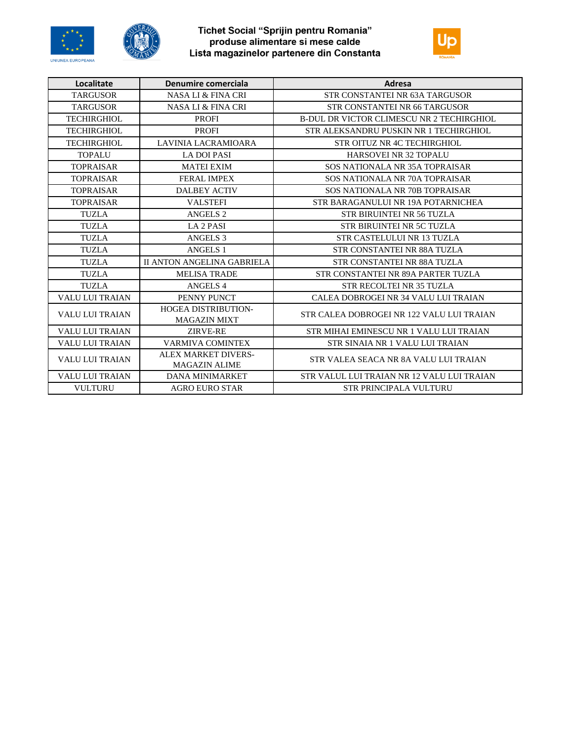Tichet Social "Sprijin pentru Romania"
produse alimentare si mese calde
Lista magazinelor partenere din Constanta

| Localitate | Denumire comerciala | Adresa |
|---|---|---|
| TARGUSOR | NASA LI & FINA CRI | STR CONSTANTEI NR 63A TARGUSOR |
| TARGUSOR | NASA LI & FINA CRI | STR CONSTANTEI NR 66 TARGUSOR |
| TECHIRGHIOL | PROFI | B-DUL DR VICTOR CLIMESCU NR 2 TECHIRGHIOL |
| TECHIRGHIOL | PROFI | STR ALEKSANDRU PUSKIN NR 1 TECHIRGHIOL |
| TECHIRGHIOL | LAVINIA LACRAMIOARA | STR OITUZ NR 4C TECHIRGHIOL |
| TOPALU | LA DOI PASI | HARSOVEI NR 32 TOPALU |
| TOPRAISAR | MATEI EXIM | SOS NATIONALA NR 35A TOPRAISAR |
| TOPRAISAR | FERAL IMPEX | SOS NATIONALA NR 70A TOPRAISAR |
| TOPRAISAR | DALBEY ACTIV | SOS NATIONALA NR 70B TOPRAISAR |
| TOPRAISAR | VALSTEFI | STR BARAGANULUI NR 19A POTARNICHEA |
| TUZLA | ANGELS 2 | STR BIRUINTEI NR 56 TUZLA |
| TUZLA | LA 2 PASI | STR BIRUINTEI NR 5C TUZLA |
| TUZLA | ANGELS 3 | STR CASTELULUI NR 13 TUZLA |
| TUZLA | ANGELS 1 | STR CONSTANTEI NR 88A TUZLA |
| TUZLA | II ANTON ANGELINA GABRIELA | STR CONSTANTEI NR 88A TUZLA |
| TUZLA | MELISA TRADE | STR CONSTANTEI NR 89A PARTER TUZLA |
| TUZLA | ANGELS 4 | STR RECOLTEI NR 35 TUZLA |
| VALU LUI TRAIAN | PENNY PUNCT | CALEA DOBROGEI NR 34 VALU LUI TRAIAN |
| VALU LUI TRAIAN | HOGEA DISTRIBUTION-MAGAZIN MIXT | STR CALEA DOBROGEI NR 122 VALU LUI TRAIAN |
| VALU LUI TRAIAN | ZIRVE-RE | STR MIHAI EMINESCU NR 1 VALU LUI TRAIAN |
| VALU LUI TRAIAN | VARMIVA COMINTEX | STR SINAIA NR 1 VALU LUI TRAIAN |
| VALU LUI TRAIAN | ALEX MARKET DIVERS-MAGAZIN ALIME | STR VALEA SEACA NR 8A VALU LUI TRAIAN |
| VALU LUI TRAIAN | DANA MINIMARKET | STR VALUL LUI TRAIAN NR 12 VALU LUI TRAIAN |
| VULTURU | AGRO EURO STAR | STR PRINCIPALA VULTURU |